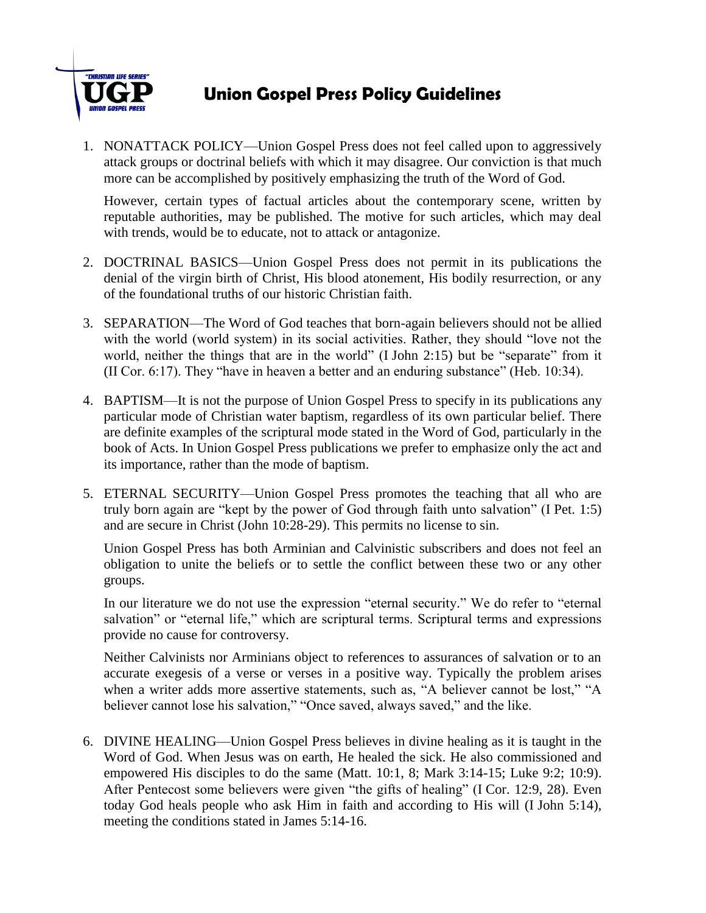# Union Gospel Press Policy Guidelines

1. NONATTACK POLICY—Union Gospel Press does not feel called upon to aggressively attack groups or doctrinal beliefs with which it may disagree. Our conviction is that much more can be accomplished by positively emphasizing the truth of the Word of God.

   However, certain types of factual articles about the contemporary scene, written by reputable authorities, may be published. The motive for such articles, which may deal with trends, would be to educate, not to attack or antagonize.

2. DOCTRINAL BASICS—Union Gospel Press does not permit in its publications the denial of the virgin birth of Christ, His blood atonement, His bodily resurrection, or any of the foundational truths of our historic Christian faith.

3. SEPARATION—The Word of God teaches that born-again believers should not be allied with the world (world system) in its social activities. Rather, they should "love not the world, neither the things that are in the world" (I John 2:15) but be "separate" from it (II Cor. 6:17). They "have in heaven a better and an enduring substance" (Heb. 10:34).

4. BAPTISM—It is not the purpose of Union Gospel Press to specify in its publications any particular mode of Christian water baptism, regardless of its own particular belief. There are definite examples of the scriptural mode stated in the Word of God, particularly in the book of Acts. In Union Gospel Press publications we prefer to emphasize only the act and its importance, rather than the mode of baptism.

5. ETERNAL SECURITY—Union Gospel Press promotes the teaching that all who are truly born again are "kept by the power of God through faith unto salvation" (I Pet. 1:5) and are secure in Christ (John 10:28-29). This permits no license to sin.

   Union Gospel Press has both Arminian and Calvinistic subscribers and does not feel an obligation to unite the beliefs or to settle the conflict between these two or any other groups.

   In our literature we do not use the expression "eternal security." We do refer to "eternal salvation" or "eternal life," which are scriptural terms. Scriptural terms and expressions provide no cause for controversy.

   Neither Calvinists nor Arminians object to references to assurances of salvation or to an accurate exegesis of a verse or verses in a positive way. Typically the problem arises when a writer adds more assertive statements, such as, "A believer cannot be lost," "A believer cannot lose his salvation," "Once saved, always saved," and the like.

6. DIVINE HEALING—Union Gospel Press believes in divine healing as it is taught in the Word of God. When Jesus was on earth, He healed the sick. He also commissioned and empowered His disciples to do the same (Matt. 10:1, 8; Mark 3:14-15; Luke 9:2; 10:9). After Pentecost some believers were given "the gifts of healing" (I Cor. 12:9, 28). Even today God heals people who ask Him in faith and according to His will (I John 5:14), meeting the conditions stated in James 5:14-16.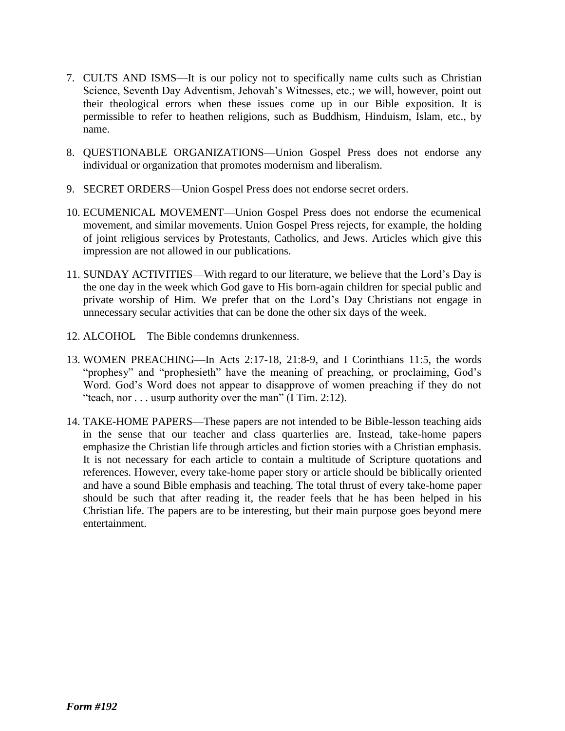7. CULTS AND ISMS—It is our policy not to specifically name cults such as Christian Science, Seventh Day Adventism, Jehovah's Witnesses, etc.; we will, however, point out their theological errors when these issues come up in our Bible exposition. It is permissible to refer to heathen religions, such as Buddhism, Hinduism, Islam, etc., by name.

8. QUESTIONABLE ORGANIZATIONS—Union Gospel Press does not endorse any individual or organization that promotes modernism and liberalism.

9. SECRET ORDERS—Union Gospel Press does not endorse secret orders.

10. ECUMENICAL MOVEMENT—Union Gospel Press does not endorse the ecumenical movement, and similar movements. Union Gospel Press rejects, for example, the holding of joint religious services by Protestants, Catholics, and Jews. Articles which give this impression are not allowed in our publications.

11. SUNDAY ACTIVITIES—With regard to our literature, we believe that the Lord's Day is the one day in the week which God gave to His born-again children for special public and private worship of Him. We prefer that on the Lord's Day Christians not engage in unnecessary secular activities that can be done the other six days of the week.

12. ALCOHOL—The Bible condemns drunkenness.

13. WOMEN PREACHING—In Acts 2:17-18, 21:8-9, and I Corinthians 11:5, the words "prophesy" and "prophesieth" have the meaning of preaching, or proclaiming, God's Word. God's Word does not appear to disapprove of women preaching if they do not "teach, nor . . . usurp authority over the man" (I Tim. 2:12).

14. TAKE-HOME PAPERS—These papers are not intended to be Bible-lesson teaching aids in the sense that our teacher and class quarterlies are. Instead, take-home papers emphasize the Christian life through articles and fiction stories with a Christian emphasis. It is not necessary for each article to contain a multitude of Scripture quotations and references. However, every take-home paper story or article should be biblically oriented and have a sound Bible emphasis and teaching. The total thrust of every take-home paper should be such that after reading it, the reader feels that he has been helped in his Christian life. The papers are to be interesting, but their main purpose goes beyond mere entertainment.

***Form #192***